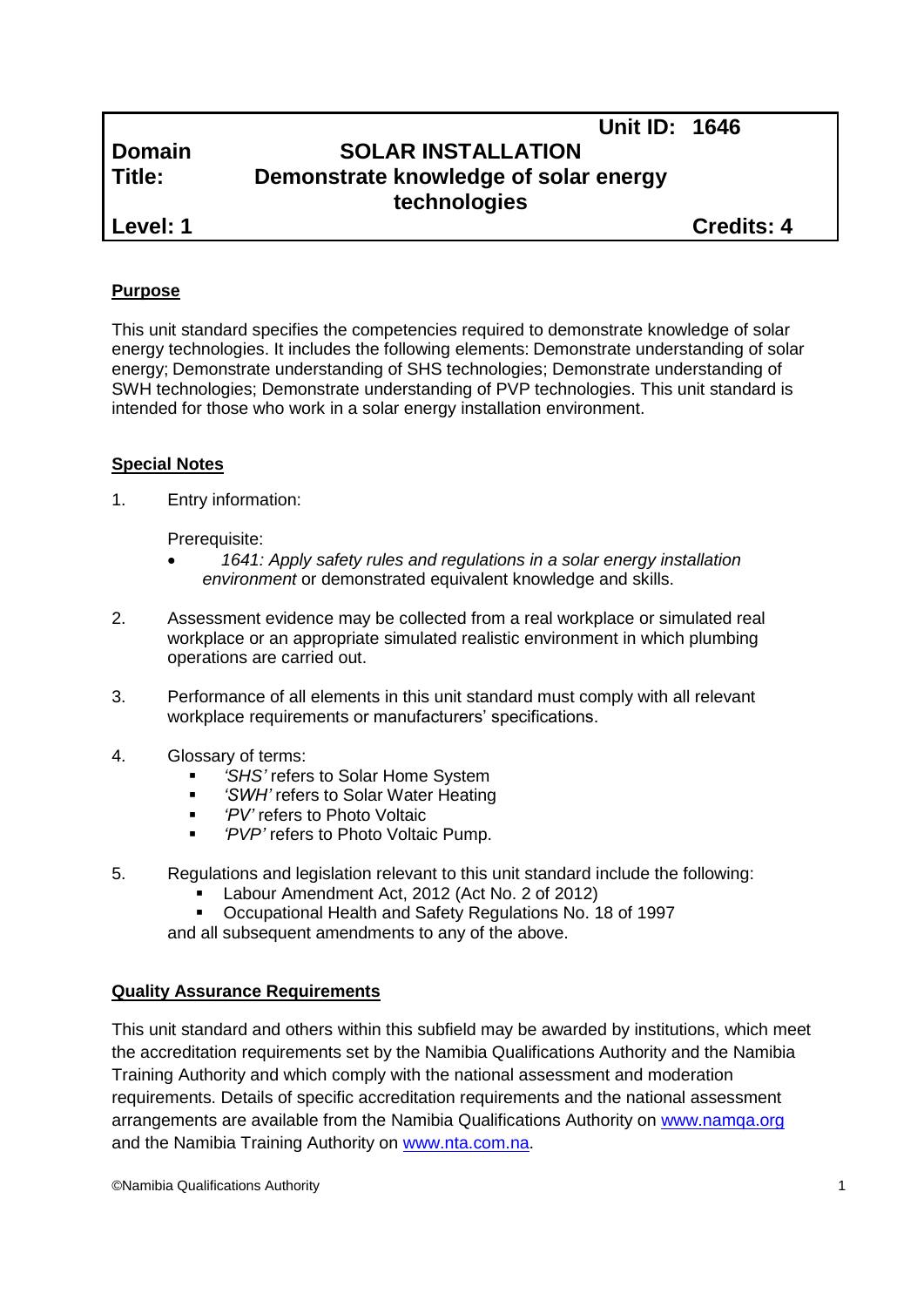| | | |
|---|---|---|
| | | **Unit ID: 1646** |
| **Domain** | **SOLAR INSTALLATION** | |
| **Title:** | **Demonstrate knowledge of solar energy technologies** | |
| **Level: 1** | | **Credits: 4** |

**Purpose**

This unit standard specifies the competencies required to demonstrate knowledge of solar energy technologies. It includes the following elements: Demonstrate understanding of solar energy; Demonstrate understanding of SHS technologies; Demonstrate understanding of SWH technologies; Demonstrate understanding of PVP technologies. This unit standard is intended for those who work in a solar energy installation environment.

**Special Notes**

1. Entry information:

   Prerequisite:
   - *1641: Apply safety rules and regulations in a solar energy installation environment* or demonstrated equivalent knowledge and skills.

2. Assessment evidence may be collected from a real workplace or simulated real workplace or an appropriate simulated realistic environment in which plumbing operations are carried out.

3. Performance of all elements in this unit standard must comply with all relevant workplace requirements or manufacturers' specifications.

4. Glossary of terms:
   - *'SHS'* refers to Solar Home System
   - *'SWH'* refers to Solar Water Heating
   - *'PV'* refers to Photo Voltaic
   - *'PVP'* refers to Photo Voltaic Pump.

5. Regulations and legislation relevant to this unit standard include the following:
   - Labour Amendment Act, 2012 (Act No. 2 of 2012)
   - Occupational Health and Safety Regulations No. 18 of 1997

   and all subsequent amendments to any of the above.

**Quality Assurance Requirements**

This unit standard and others within this subfield may be awarded by institutions, which meet the accreditation requirements set by the Namibia Qualifications Authority and the Namibia Training Authority and which comply with the national assessment and moderation requirements. Details of specific accreditation requirements and the national assessment arrangements are available from the Namibia Qualifications Authority on www.namqa.org and the Namibia Training Authority on www.nta.com.na.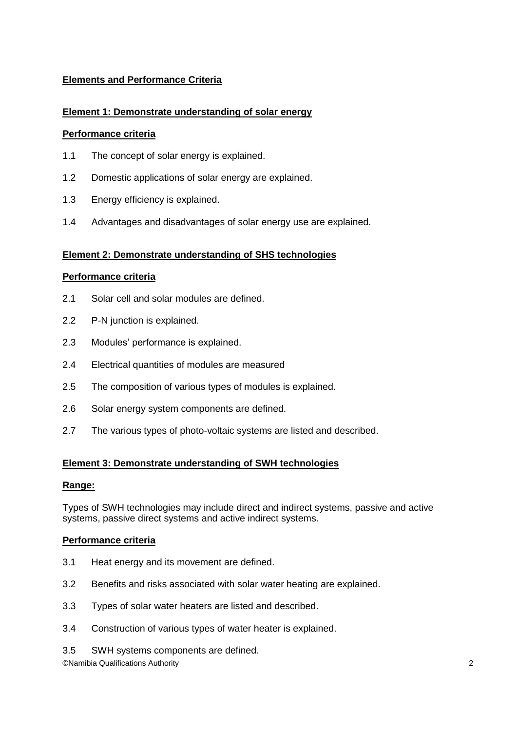**Elements and Performance Criteria**

**Element 1: Demonstrate understanding of solar energy**

**Performance criteria**

1.1 The concept of solar energy is explained.

1.2 Domestic applications of solar energy are explained.

1.3 Energy efficiency is explained.

1.4 Advantages and disadvantages of solar energy use are explained.

**Element 2: Demonstrate understanding of SHS technologies**

**Performance criteria**

2.1 Solar cell and solar modules are defined.

2.2 P-N junction is explained.

2.3 Modules' performance is explained.

2.4 Electrical quantities of modules are measured

2.5 The composition of various types of modules is explained.

2.6 Solar energy system components are defined.

2.7 The various types of photo-voltaic systems are listed and described.

**Element 3: Demonstrate understanding of SWH technologies**

**Range:**

Types of SWH technologies may include direct and indirect systems, passive and active systems, passive direct systems and active indirect systems.

**Performance criteria**

3.1 Heat energy and its movement are defined.

3.2 Benefits and risks associated with solar water heating are explained.

3.3 Types of solar water heaters are listed and described.

3.4 Construction of various types of water heater is explained.

3.5 SWH systems components are defined.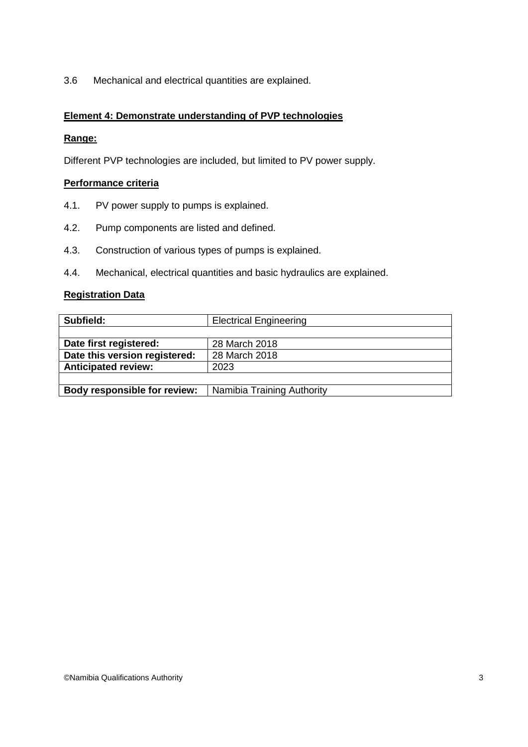3.6 Mechanical and electrical quantities are explained.

**Element 4: Demonstrate understanding of PVP technologies**

**Range:**

Different PVP technologies are included, but limited to PV power supply.

**Performance criteria**

4.1. PV power supply to pumps is explained.

4.2. Pump components are listed and defined.

4.3. Construction of various types of pumps is explained.

4.4. Mechanical, electrical quantities and basic hydraulics are explained.

**Registration Data**

| | |
|---|---|
| **Subfield:** | Electrical Engineering |
| | |
| **Date first registered:** | 28 March 2018 |
| **Date this version registered:** | 28 March 2018 |
| **Anticipated review:** | 2023 |
| | |
| **Body responsible for review:** | Namibia Training Authority |